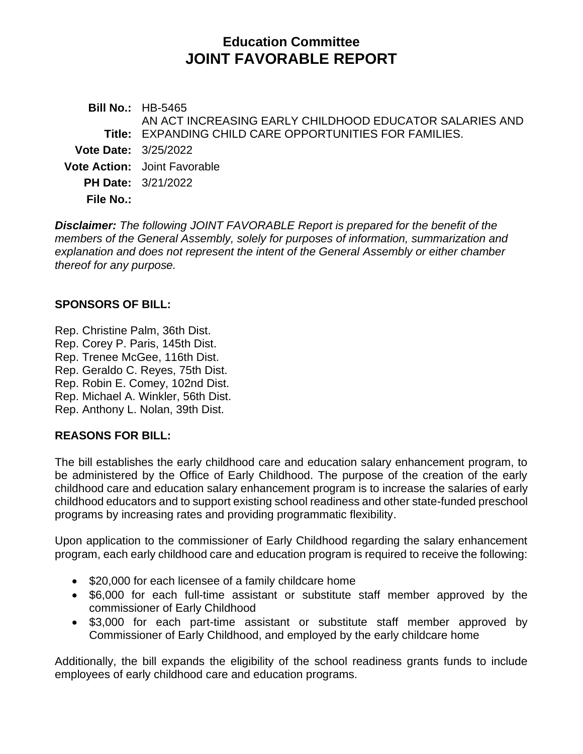# Education Committee
# JOINT FAVORABLE REPORT

**Bill No.:** HB-5465

**Title:** AN ACT INCREASING EARLY CHILDHOOD EDUCATOR SALARIES AND EXPANDING CHILD CARE OPPORTUNITIES FOR FAMILIES.

**Vote Date:** 3/25/2022

**Vote Action:** Joint Favorable

**PH Date:** 3/21/2022

**File No.:**

***Disclaimer:*** *The following JOINT FAVORABLE Report is prepared for the benefit of the members of the General Assembly, solely for purposes of information, summarization and explanation and does not represent the intent of the General Assembly or either chamber thereof for any purpose.*

## SPONSORS OF BILL:

Rep. Christine Palm, 36th Dist.
Rep. Corey P. Paris, 145th Dist.
Rep. Trenee McGee, 116th Dist.
Rep. Geraldo C. Reyes, 75th Dist.
Rep. Robin E. Comey, 102nd Dist.
Rep. Michael A. Winkler, 56th Dist.
Rep. Anthony L. Nolan, 39th Dist.

## REASONS FOR BILL:

The bill establishes the early childhood care and education salary enhancement program, to be administered by the Office of Early Childhood. The purpose of the creation of the early childhood care and education salary enhancement program is to increase the salaries of early childhood educators and to support existing school readiness and other state-funded preschool programs by increasing rates and providing programmatic flexibility.

Upon application to the commissioner of Early Childhood regarding the salary enhancement program, each early childhood care and education program is required to receive the following:

- $20,000 for each licensee of a family childcare home
- $6,000 for each full-time assistant or substitute staff member approved by the commissioner of Early Childhood
- $3,000 for each part-time assistant or substitute staff member approved by Commissioner of Early Childhood, and employed by the early childcare home

Additionally, the bill expands the eligibility of the school readiness grants funds to include employees of early childhood care and education programs.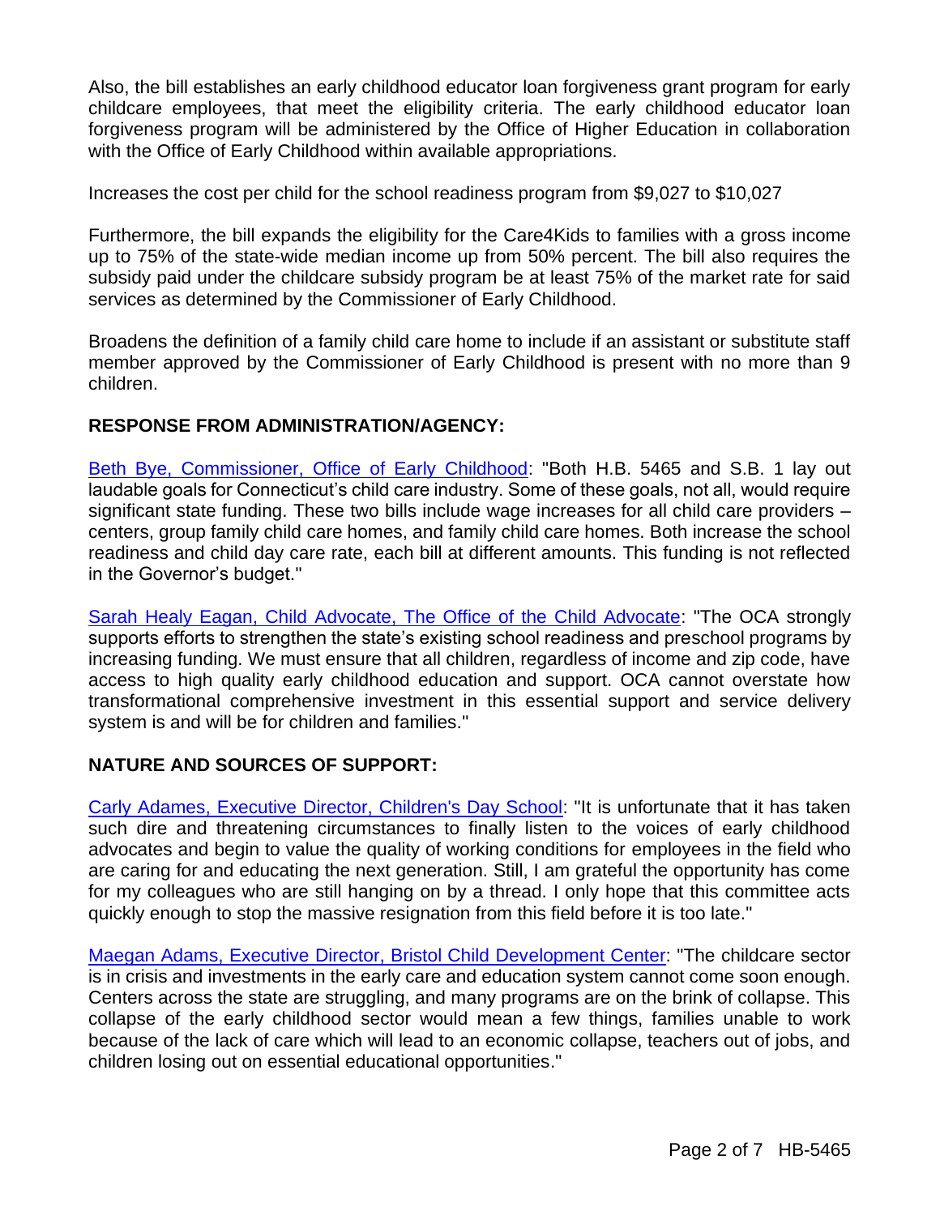Also, the bill establishes an early childhood educator loan forgiveness grant program for early childcare employees, that meet the eligibility criteria. The early childhood educator loan forgiveness program will be administered by the Office of Higher Education in collaboration with the Office of Early Childhood within available appropriations.

Increases the cost per child for the school readiness program from $9,027 to $10,027

Furthermore, the bill expands the eligibility for the Care4Kids to families with a gross income up to 75% of the state-wide median income up from 50% percent. The bill also requires the subsidy paid under the childcare subsidy program be at least 75% of the market rate for said services as determined by the Commissioner of Early Childhood.

Broadens the definition of a family child care home to include if an assistant or substitute staff member approved by the Commissioner of Early Childhood is present with no more than 9 children.

## RESPONSE FROM ADMINISTRATION/AGENCY:

Beth Bye, Commissioner, Office of Early Childhood: "Both H.B. 5465 and S.B. 1 lay out laudable goals for Connecticut's child care industry. Some of these goals, not all, would require significant state funding. These two bills include wage increases for all child care providers – centers, group family child care homes, and family child care homes. Both increase the school readiness and child day care rate, each bill at different amounts. This funding is not reflected in the Governor's budget."

Sarah Healy Eagan, Child Advocate, The Office of the Child Advocate: "The OCA strongly supports efforts to strengthen the state's existing school readiness and preschool programs by increasing funding. We must ensure that all children, regardless of income and zip code, have access to high quality early childhood education and support. OCA cannot overstate how transformational comprehensive investment in this essential support and service delivery system is and will be for children and families."

## NATURE AND SOURCES OF SUPPORT:

Carly Adames, Executive Director, Children's Day School: "It is unfortunate that it has taken such dire and threatening circumstances to finally listen to the voices of early childhood advocates and begin to value the quality of working conditions for employees in the field who are caring for and educating the next generation. Still, I am grateful the opportunity has come for my colleagues who are still hanging on by a thread. I only hope that this committee acts quickly enough to stop the massive resignation from this field before it is too late."

Maegan Adams, Executive Director, Bristol Child Development Center: "The childcare sector is in crisis and investments in the early care and education system cannot come soon enough. Centers across the state are struggling, and many programs are on the brink of collapse. This collapse of the early childhood sector would mean a few things, families unable to work because of the lack of care which will lead to an economic collapse, teachers out of jobs, and children losing out on essential educational opportunities."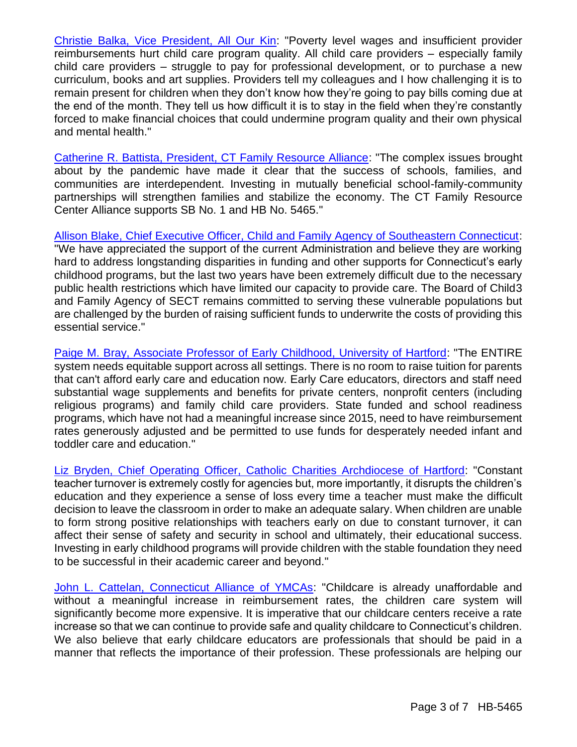Christie Balka, Vice President, All Our Kin: "Poverty level wages and insufficient provider reimbursements hurt child care program quality. All child care providers – especially family child care providers – struggle to pay for professional development, or to purchase a new curriculum, books and art supplies. Providers tell my colleagues and I how challenging it is to remain present for children when they don't know how they're going to pay bills coming due at the end of the month. They tell us how difficult it is to stay in the field when they're constantly forced to make financial choices that could undermine program quality and their own physical and mental health."

Catherine R. Battista, President, CT Family Resource Alliance: "The complex issues brought about by the pandemic have made it clear that the success of schools, families, and communities are interdependent. Investing in mutually beneficial school-family-community partnerships will strengthen families and stabilize the economy. The CT Family Resource Center Alliance supports SB No. 1 and HB No. 5465."

Allison Blake, Chief Executive Officer, Child and Family Agency of Southeastern Connecticut: "We have appreciated the support of the current Administration and believe they are working hard to address longstanding disparities in funding and other supports for Connecticut's early childhood programs, but the last two years have been extremely difficult due to the necessary public health restrictions which have limited our capacity to provide care. The Board of Child3 and Family Agency of SECT remains committed to serving these vulnerable populations but are challenged by the burden of raising sufficient funds to underwrite the costs of providing this essential service."

Paige M. Bray, Associate Professor of Early Childhood, University of Hartford: "The ENTIRE system needs equitable support across all settings. There is no room to raise tuition for parents that can't afford early care and education now. Early Care educators, directors and staff need substantial wage supplements and benefits for private centers, nonprofit centers (including religious programs) and family child care providers. State funded and school readiness programs, which have not had a meaningful increase since 2015, need to have reimbursement rates generously adjusted and be permitted to use funds for desperately needed infant and toddler care and education."

Liz Bryden, Chief Operating Officer, Catholic Charities Archdiocese of Hartford: "Constant teacher turnover is extremely costly for agencies but, more importantly, it disrupts the children's education and they experience a sense of loss every time a teacher must make the difficult decision to leave the classroom in order to make an adequate salary. When children are unable to form strong positive relationships with teachers early on due to constant turnover, it can affect their sense of safety and security in school and ultimately, their educational success. Investing in early childhood programs will provide children with the stable foundation they need to be successful in their academic career and beyond."

John L. Cattelan, Connecticut Alliance of YMCAs: "Childcare is already unaffordable and without a meaningful increase in reimbursement rates, the children care system will significantly become more expensive. It is imperative that our childcare centers receive a rate increase so that we can continue to provide safe and quality childcare to Connecticut's children. We also believe that early childcare educators are professionals that should be paid in a manner that reflects the importance of their profession. These professionals are helping our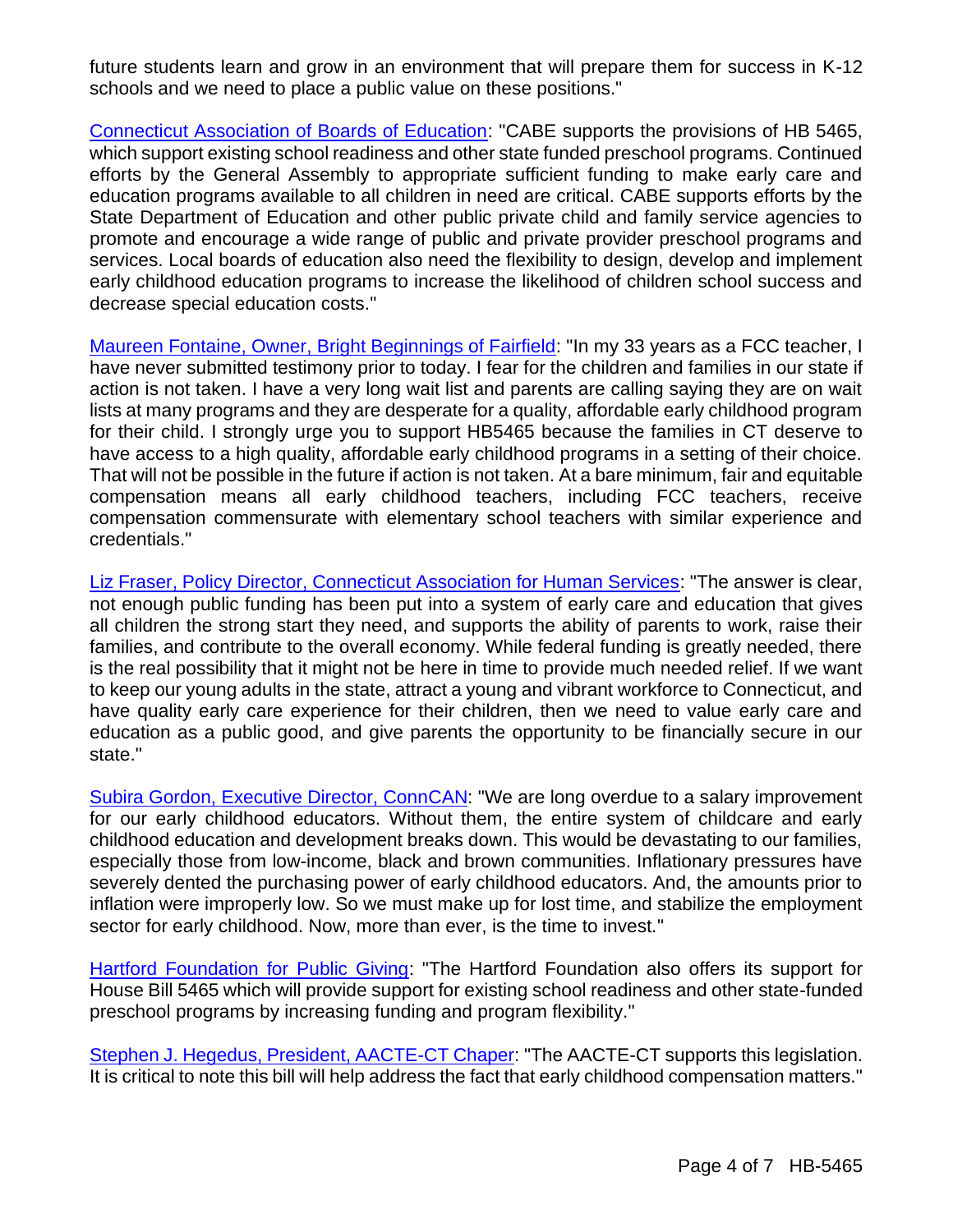future students learn and grow in an environment that will prepare them for success in K-12 schools and we need to place a public value on these positions."

Connecticut Association of Boards of Education: "CABE supports the provisions of HB 5465, which support existing school readiness and other state funded preschool programs. Continued efforts by the General Assembly to appropriate sufficient funding to make early care and education programs available to all children in need are critical. CABE supports efforts by the State Department of Education and other public private child and family service agencies to promote and encourage a wide range of public and private provider preschool programs and services. Local boards of education also need the flexibility to design, develop and implement early childhood education programs to increase the likelihood of children school success and decrease special education costs."

Maureen Fontaine, Owner, Bright Beginnings of Fairfield: "In my 33 years as a FCC teacher, I have never submitted testimony prior to today. I fear for the children and families in our state if action is not taken. I have a very long wait list and parents are calling saying they are on wait lists at many programs and they are desperate for a quality, affordable early childhood program for their child. I strongly urge you to support HB5465 because the families in CT deserve to have access to a high quality, affordable early childhood programs in a setting of their choice. That will not be possible in the future if action is not taken. At a bare minimum, fair and equitable compensation means all early childhood teachers, including FCC teachers, receive compensation commensurate with elementary school teachers with similar experience and credentials."

Liz Fraser, Policy Director, Connecticut Association for Human Services: "The answer is clear, not enough public funding has been put into a system of early care and education that gives all children the strong start they need, and supports the ability of parents to work, raise their families, and contribute to the overall economy. While federal funding is greatly needed, there is the real possibility that it might not be here in time to provide much needed relief. If we want to keep our young adults in the state, attract a young and vibrant workforce to Connecticut, and have quality early care experience for their children, then we need to value early care and education as a public good, and give parents the opportunity to be financially secure in our state."

Subira Gordon, Executive Director, ConnCAN: "We are long overdue to a salary improvement for our early childhood educators. Without them, the entire system of childcare and early childhood education and development breaks down. This would be devastating to our families, especially those from low-income, black and brown communities. Inflationary pressures have severely dented the purchasing power of early childhood educators. And, the amounts prior to inflation were improperly low. So we must make up for lost time, and stabilize the employment sector for early childhood. Now, more than ever, is the time to invest."

Hartford Foundation for Public Giving: "The Hartford Foundation also offers its support for House Bill 5465 which will provide support for existing school readiness and other state-funded preschool programs by increasing funding and program flexibility."

Stephen J. Hegedus, President, AACTE-CT Chaper: "The AACTE-CT supports this legislation. It is critical to note this bill will help address the fact that early childhood compensation matters."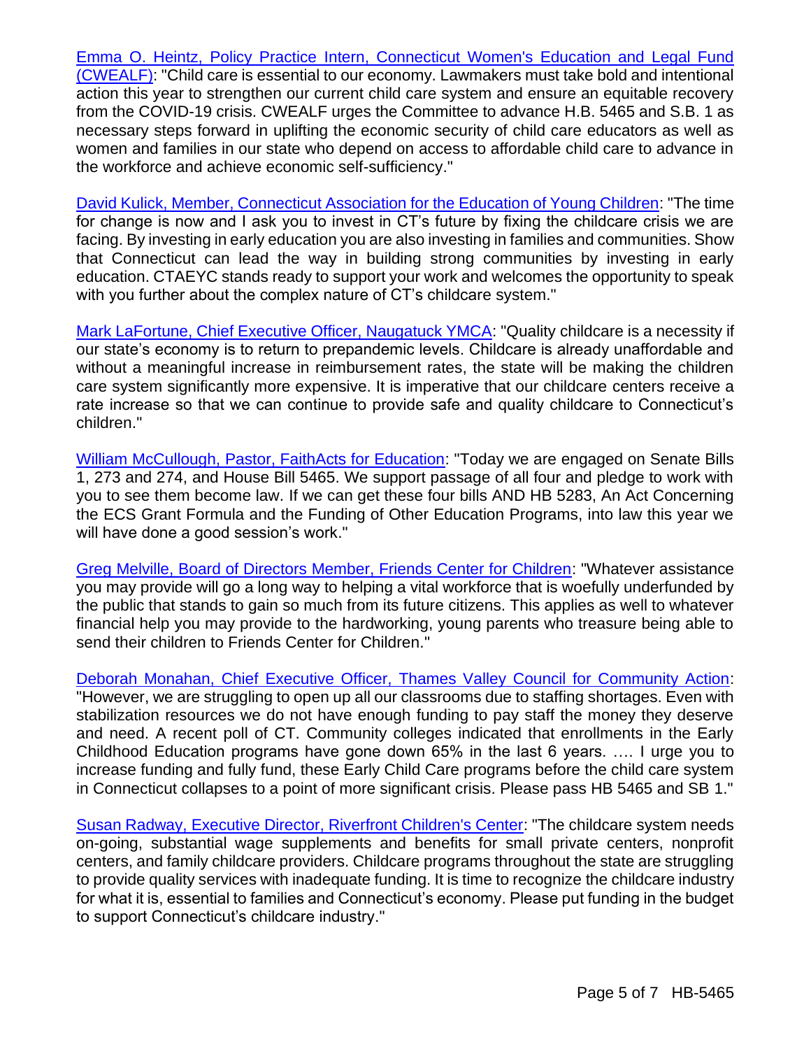Emma O. Heintz, Policy Practice Intern, Connecticut Women's Education and Legal Fund (CWEALF): "Child care is essential to our economy. Lawmakers must take bold and intentional action this year to strengthen our current child care system and ensure an equitable recovery from the COVID-19 crisis. CWEALF urges the Committee to advance H.B. 5465 and S.B. 1 as necessary steps forward in uplifting the economic security of child care educators as well as women and families in our state who depend on access to affordable child care to advance in the workforce and achieve economic self-sufficiency."

David Kulick, Member, Connecticut Association for the Education of Young Children: "The time for change is now and I ask you to invest in CT's future by fixing the childcare crisis we are facing. By investing in early education you are also investing in families and communities. Show that Connecticut can lead the way in building strong communities by investing in early education. CTAEYC stands ready to support your work and welcomes the opportunity to speak with you further about the complex nature of CT's childcare system."

Mark LaFortune, Chief Executive Officer, Naugatuck YMCA: "Quality childcare is a necessity if our state's economy is to return to prepandemic levels. Childcare is already unaffordable and without a meaningful increase in reimbursement rates, the state will be making the children care system significantly more expensive. It is imperative that our childcare centers receive a rate increase so that we can continue to provide safe and quality childcare to Connecticut's children."

William McCullough, Pastor, FaithActs for Education: "Today we are engaged on Senate Bills 1, 273 and 274, and House Bill 5465. We support passage of all four and pledge to work with you to see them become law. If we can get these four bills AND HB 5283, An Act Concerning the ECS Grant Formula and the Funding of Other Education Programs, into law this year we will have done a good session's work."

Greg Melville, Board of Directors Member, Friends Center for Children: "Whatever assistance you may provide will go a long way to helping a vital workforce that is woefully underfunded by the public that stands to gain so much from its future citizens. This applies as well to whatever financial help you may provide to the hardworking, young parents who treasure being able to send their children to Friends Center for Children."

Deborah Monahan, Chief Executive Officer, Thames Valley Council for Community Action: "However, we are struggling to open up all our classrooms due to staffing shortages. Even with stabilization resources we do not have enough funding to pay staff the money they deserve and need. A recent poll of CT. Community colleges indicated that enrollments in the Early Childhood Education programs have gone down 65% in the last 6 years. …. I urge you to increase funding and fully fund, these Early Child Care programs before the child care system in Connecticut collapses to a point of more significant crisis. Please pass HB 5465 and SB 1."

Susan Radway, Executive Director, Riverfront Children's Center: "The childcare system needs on-going, substantial wage supplements and benefits for small private centers, nonprofit centers, and family childcare providers. Childcare programs throughout the state are struggling to provide quality services with inadequate funding. It is time to recognize the childcare industry for what it is, essential to families and Connecticut's economy. Please put funding in the budget to support Connecticut's childcare industry."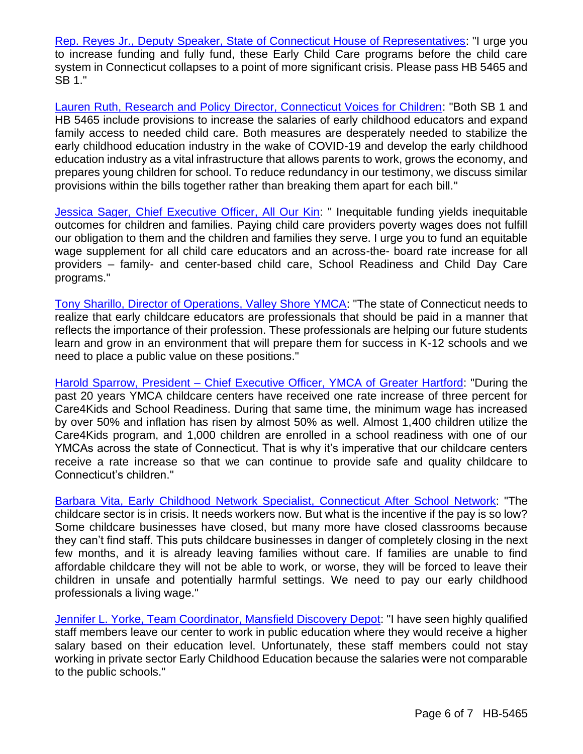Rep. Reyes Jr., Deputy Speaker, State of Connecticut House of Representatives: "I urge you to increase funding and fully fund, these Early Child Care programs before the child care system in Connecticut collapses to a point of more significant crisis. Please pass HB 5465 and SB 1."

Lauren Ruth, Research and Policy Director, Connecticut Voices for Children: "Both SB 1 and HB 5465 include provisions to increase the salaries of early childhood educators and expand family access to needed child care. Both measures are desperately needed to stabilize the early childhood education industry in the wake of COVID-19 and develop the early childhood education industry as a vital infrastructure that allows parents to work, grows the economy, and prepares young children for school. To reduce redundancy in our testimony, we discuss similar provisions within the bills together rather than breaking them apart for each bill."

Jessica Sager, Chief Executive Officer, All Our Kin: " Inequitable funding yields inequitable outcomes for children and families. Paying child care providers poverty wages does not fulfill our obligation to them and the children and families they serve. I urge you to fund an equitable wage supplement for all child care educators and an across-the- board rate increase for all providers – family- and center-based child care, School Readiness and Child Day Care programs."

Tony Sharillo, Director of Operations, Valley Shore YMCA: "The state of Connecticut needs to realize that early childcare educators are professionals that should be paid in a manner that reflects the importance of their profession. These professionals are helping our future students learn and grow in an environment that will prepare them for success in K-12 schools and we need to place a public value on these positions."

Harold Sparrow, President – Chief Executive Officer, YMCA of Greater Hartford: "During the past 20 years YMCA childcare centers have received one rate increase of three percent for Care4Kids and School Readiness. During that same time, the minimum wage has increased by over 50% and inflation has risen by almost 50% as well. Almost 1,400 children utilize the Care4Kids program, and 1,000 children are enrolled in a school readiness with one of our YMCAs across the state of Connecticut. That is why it's imperative that our childcare centers receive a rate increase so that we can continue to provide safe and quality childcare to Connecticut's children."

Barbara Vita, Early Childhood Network Specialist, Connecticut After School Network: "The childcare sector is in crisis. It needs workers now. But what is the incentive if the pay is so low? Some childcare businesses have closed, but many more have closed classrooms because they can't find staff. This puts childcare businesses in danger of completely closing in the next few months, and it is already leaving families without care. If families are unable to find affordable childcare they will not be able to work, or worse, they will be forced to leave their children in unsafe and potentially harmful settings. We need to pay our early childhood professionals a living wage."

Jennifer L. Yorke, Team Coordinator, Mansfield Discovery Depot: "I have seen highly qualified staff members leave our center to work in public education where they would receive a higher salary based on their education level. Unfortunately, these staff members could not stay working in private sector Early Childhood Education because the salaries were not comparable to the public schools."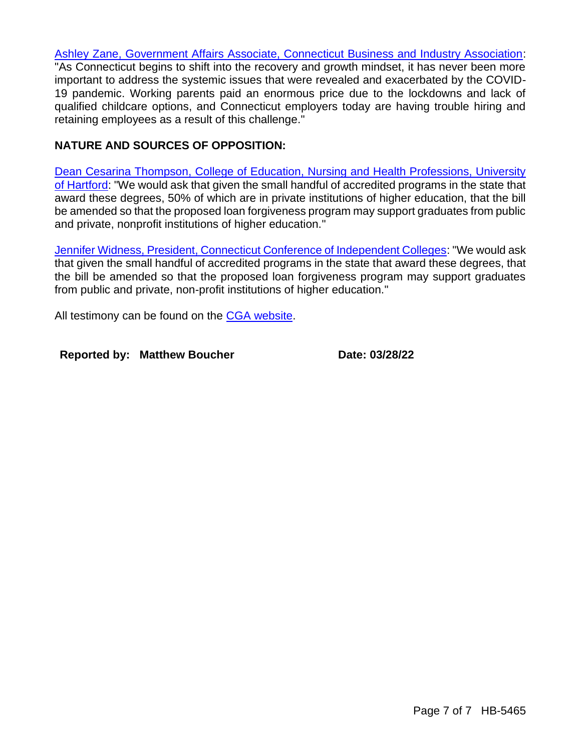Ashley Zane, Government Affairs Associate, Connecticut Business and Industry Association: "As Connecticut begins to shift into the recovery and growth mindset, it has never been more important to address the systemic issues that were revealed and exacerbated by the COVID-19 pandemic. Working parents paid an enormous price due to the lockdowns and lack of qualified childcare options, and Connecticut employers today are having trouble hiring and retaining employees as a result of this challenge."

**NATURE AND SOURCES OF OPPOSITION:**

Dean Cesarina Thompson, College of Education, Nursing and Health Professions, University of Hartford: "We would ask that given the small handful of accredited programs in the state that award these degrees, 50% of which are in private institutions of higher education, that the bill be amended so that the proposed loan forgiveness program may support graduates from public and private, nonprofit institutions of higher education."

Jennifer Widness, President, Connecticut Conference of Independent Colleges: "We would ask that given the small handful of accredited programs in the state that award these degrees, that the bill be amended so that the proposed loan forgiveness program may support graduates from public and private, non-profit institutions of higher education."

All testimony can be found on the CGA website.

**Reported by: Matthew Boucher** **Date: 03/28/22**